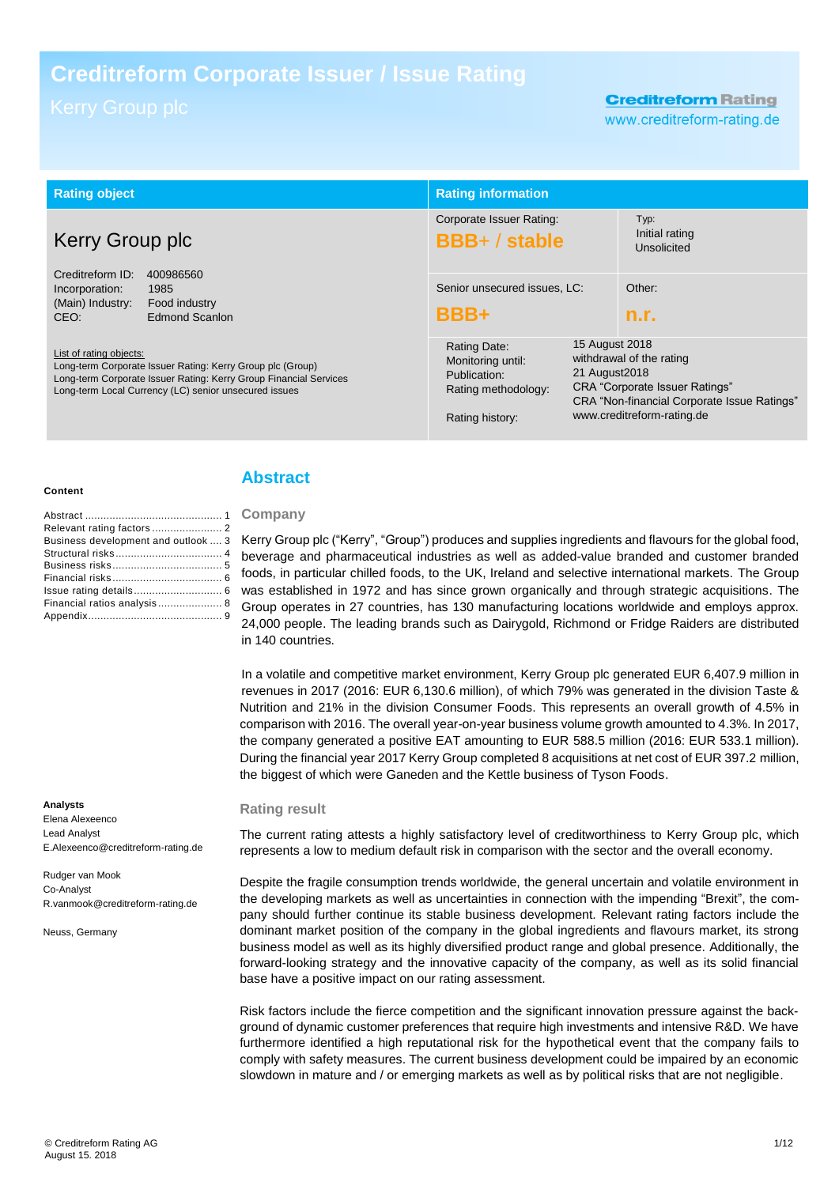# Creditreform Corporate Issuer / Issue Rating

Kerry Group plc

**Creditreform Rating**
www.creditreform-rating.de

| Rating object | Rating information | |
|---|---|---|
| **Kerry Group plc** | Corporate Issuer Rating: **BBB+ / stable** | Typ: Initial rating Unsolicited |
| Creditreform ID: 400986560<br>Incorporation: 1985<br>(Main) Industry: Food industry<br>CEO: Edmond Scanlon | Senior unsecured issues, LC: **BBB+** | Other: **n.r.** |
| List of rating objects:<br>Long-term Corporate Issuer Rating: Kerry Group plc (Group)<br>Long-term Corporate Issuer Rating: Kerry Group Financial Services<br>Long-term Local Currency (LC) senior unsecured issues | Rating Date:<br>Monitoring until:<br>Publication:<br>Rating methodology:<br><br>Rating history: | 15 August 2018<br>withdrawal of the rating<br>21 August2018<br>CRA "Corporate Issuer Ratings"<br>CRA "Non-financial Corporate Issue Ratings"<br>www.creditreform-rating.de |

**Content**

- Abstract ... 1
- Relevant rating factors ... 2
- Business development and outlook ... 3
- Structural risks ... 4
- Business risks ... 5
- Financial risks ... 6
- Issue rating details ... 6
- Financial ratios analysis ... 8
- Appendix ... 9

**Analysts**

Elena Alexeenco
Lead Analyst
E.Alexeenco@creditreform-rating.de

Rudger van Mook
Co-Analyst
R.vanmook@creditreform-rating.de

Neuss, Germany

## Abstract

### Company

Kerry Group plc ("Kerry", "Group") produces and supplies ingredients and flavours for the global food, beverage and pharmaceutical industries as well as added-value branded and customer branded foods, in particular chilled foods, to the UK, Ireland and selective international markets. The Group was established in 1972 and has since grown organically and through strategic acquisitions. The Group operates in 27 countries, has 130 manufacturing locations worldwide and employs approx. 24,000 people. The leading brands such as Dairygold, Richmond or Fridge Raiders are distributed in 140 countries.

In a volatile and competitive market environment, Kerry Group plc generated EUR 6,407.9 million in revenues in 2017 (2016: EUR 6,130.6 million), of which 79% was generated in the division Taste & Nutrition and 21% in the division Consumer Foods. This represents an overall growth of 4.5% in comparison with 2016. The overall year-on-year business volume growth amounted to 4.3%. In 2017, the company generated a positive EAT amounting to EUR 588.5 million (2016: EUR 533.1 million). During the financial year 2017 Kerry Group completed 8 acquisitions at net cost of EUR 397.2 million, the biggest of which were Ganeden and the Kettle business of Tyson Foods.

### Rating result

The current rating attests a highly satisfactory level of creditworthiness to Kerry Group plc, which represents a low to medium default risk in comparison with the sector and the overall economy.

Despite the fragile consumption trends worldwide, the general uncertain and volatile environment in the developing markets as well as uncertainties in connection with the impending "Brexit", the company should further continue its stable business development. Relevant rating factors include the dominant market position of the company in the global ingredients and flavours market, its strong business model as well as its highly diversified product range and global presence. Additionally, the forward-looking strategy and the innovative capacity of the company, as well as its solid financial base have a positive impact on our rating assessment.

Risk factors include the fierce competition and the significant innovation pressure against the background of dynamic customer preferences that require high investments and intensive R&D. We have furthermore identified a high reputational risk for the hypothetical event that the company fails to comply with safety measures. The current business development could be impaired by an economic slowdown in mature and / or emerging markets as well as by political risks that are not negligible.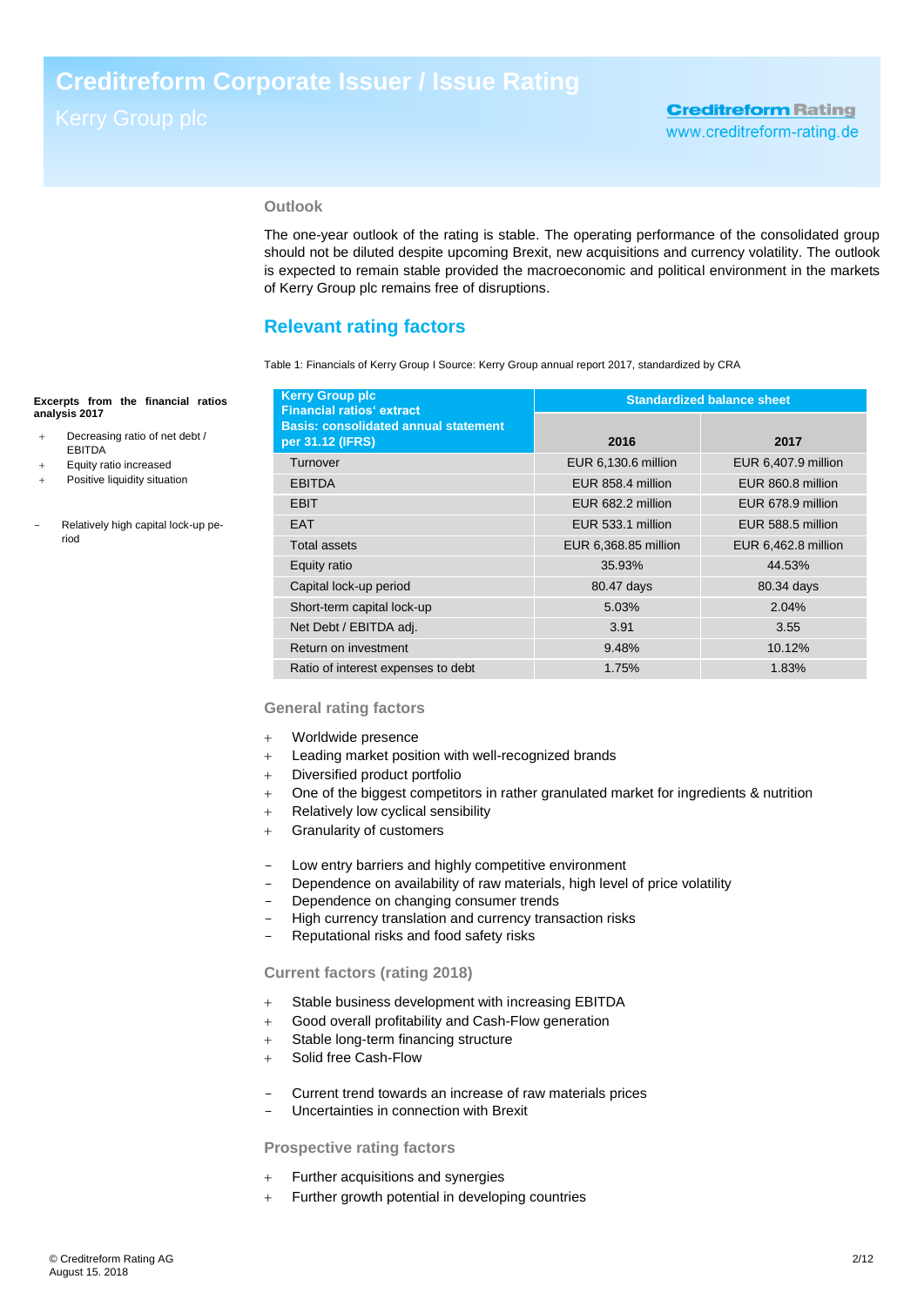## Outlook

The one-year outlook of the rating is stable. The operating performance of the consolidated group should not be diluted despite upcoming Brexit, new acquisitions and currency volatility. The outlook is expected to remain stable provided the macroeconomic and political environment in the markets of Kerry Group plc remains free of disruptions.

## Relevant rating factors

Table 1: Financials of Kerry Group I Source: Kerry Group annual report 2017, standardized by CRA

| Kerry Group plc<br>Financial ratios' extract<br>Basis: consolidated annual statement per 31.12 (IFRS) | Standardized balance sheet | |
|---|---|---|
| | **2016** | **2017** |
| Turnover | EUR 6,130.6 million | EUR 6,407.9 million |
| EBITDA | EUR 858.4 million | EUR 860.8 million |
| EBIT | EUR 682.2 million | EUR 678.9 million |
| EAT | EUR 533.1 million | EUR 588.5 million |
| Total assets | EUR 6,368.85 million | EUR 6,462.8 million |
| Equity ratio | 35.93% | 44.53% |
| Capital lock-up period | 80.47 days | 80.34 days |
| Short-term capital lock-up | 5.03% | 2.04% |
| Net Debt / EBITDA adj. | 3.91 | 3.55 |
| Return on investment | 9.48% | 10.12% |
| Ratio of interest expenses to debt | 1.75% | 1.83% |

**Excerpts from the financial ratios analysis 2017**

+ Decreasing ratio of net debt / EBITDA
+ Equity ratio increased
+ Positive liquidity situation

− Relatively high capital lock-up period

### General rating factors

+ Worldwide presence
+ Leading market position with well-recognized brands
+ Diversified product portfolio
+ One of the biggest competitors in rather granulated market for ingredients & nutrition
+ Relatively low cyclical sensibility
+ Granularity of customers

− Low entry barriers and highly competitive environment
− Dependence on availability of raw materials, high level of price volatility
− Dependence on changing consumer trends
− High currency translation and currency transaction risks
− Reputational risks and food safety risks

### Current factors (rating 2018)

+ Stable business development with increasing EBITDA
+ Good overall profitability and Cash-Flow generation
+ Stable long-term financing structure
+ Solid free Cash-Flow

− Current trend towards an increase of raw materials prices
− Uncertainties in connection with Brexit

### Prospective rating factors

+ Further acquisitions and synergies
+ Further growth potential in developing countries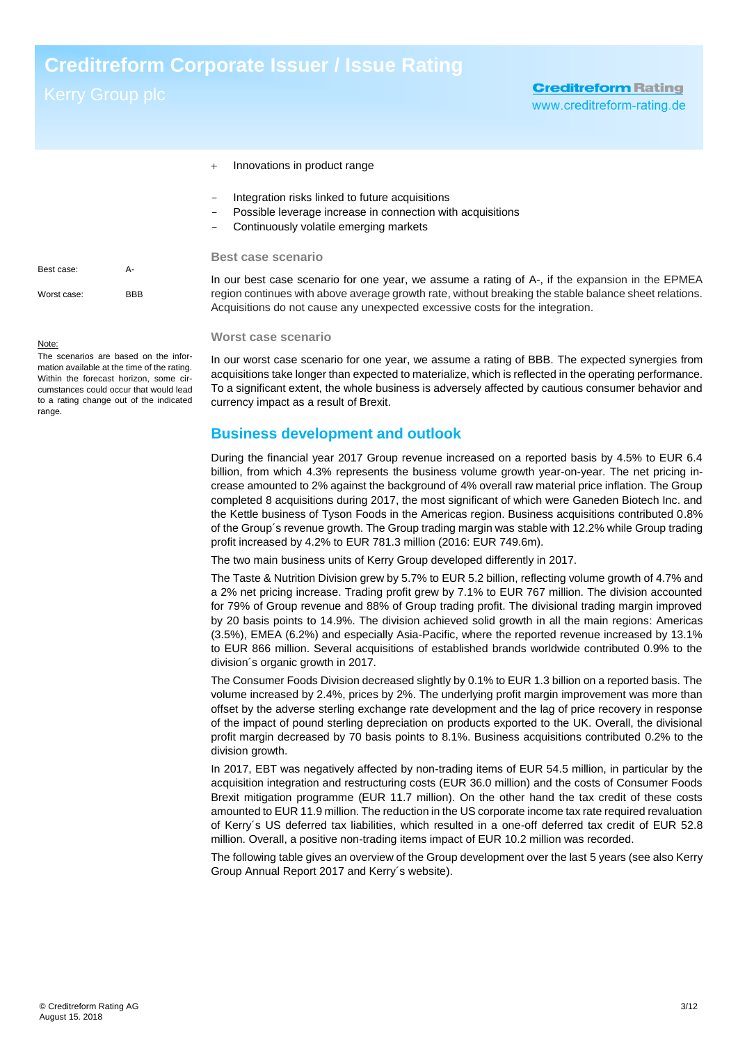+ Innovations in product range

- Integration risks linked to future acquisitions
- Possible leverage increase in connection with acquisitions
- Continuously volatile emerging markets

Best case: A-

Worst case: BBB

Note:
The scenarios are based on the information available at the time of the rating. Within the forecast horizon, some circumstances could occur that would lead to a rating change out of the indicated range.

### Best case scenario

In our best case scenario for one year, we assume a rating of A-, if the expansion in the EPMEA region continues with above average growth rate, without breaking the stable balance sheet relations. Acquisitions do not cause any unexpected excessive costs for the integration.

### Worst case scenario

In our worst case scenario for one year, we assume a rating of BBB. The expected synergies from acquisitions take longer than expected to materialize, which is reflected in the operating performance. To a significant extent, the whole business is adversely affected by cautious consumer behavior and currency impact as a result of Brexit.

## Business development and outlook

During the financial year 2017 Group revenue increased on a reported basis by 4.5% to EUR 6.4 billion, from which 4.3% represents the business volume growth year-on-year. The net pricing increase amounted to 2% against the background of 4% overall raw material price inflation. The Group completed 8 acquisitions during 2017, the most significant of which were Ganeden Biotech Inc. and the Kettle business of Tyson Foods in the Americas region. Business acquisitions contributed 0.8% of the Group´s revenue growth. The Group trading margin was stable with 12.2% while Group trading profit increased by 4.2% to EUR 781.3 million (2016: EUR 749.6m).

The two main business units of Kerry Group developed differently in 2017.

The Taste & Nutrition Division grew by 5.7% to EUR 5.2 billion, reflecting volume growth of 4.7% and a 2% net pricing increase. Trading profit grew by 7.1% to EUR 767 million. The division accounted for 79% of Group revenue and 88% of Group trading profit. The divisional trading margin improved by 20 basis points to 14.9%. The division achieved solid growth in all the main regions: Americas (3.5%), EMEA (6.2%) and especially Asia-Pacific, where the reported revenue increased by 13.1% to EUR 866 million. Several acquisitions of established brands worldwide contributed 0.9% to the division´s organic growth in 2017.

The Consumer Foods Division decreased slightly by 0.1% to EUR 1.3 billion on a reported basis. The volume increased by 2.4%, prices by 2%. The underlying profit margin improvement was more than offset by the adverse sterling exchange rate development and the lag of price recovery in response of the impact of pound sterling depreciation on products exported to the UK. Overall, the divisional profit margin decreased by 70 basis points to 8.1%. Business acquisitions contributed 0.2% to the division growth.

In 2017, EBT was negatively affected by non-trading items of EUR 54.5 million, in particular by the acquisition integration and restructuring costs (EUR 36.0 million) and the costs of Consumer Foods Brexit mitigation programme (EUR 11.7 million). On the other hand the tax credit of these costs amounted to EUR 11.9 million. The reduction in the US corporate income tax rate required revaluation of Kerry´s US deferred tax liabilities, which resulted in a one-off deferred tax credit of EUR 52.8 million. Overall, a positive non-trading items impact of EUR 10.2 million was recorded.

The following table gives an overview of the Group development over the last 5 years (see also Kerry Group Annual Report 2017 and Kerry´s website).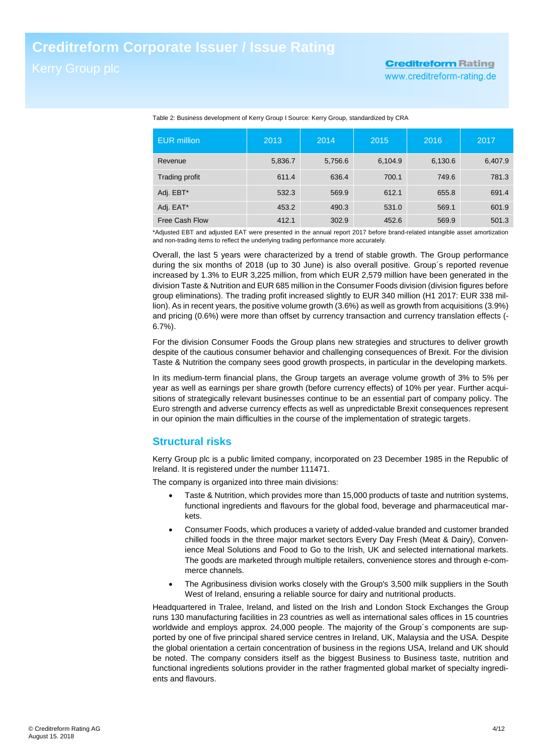Table 2: Business development of Kerry Group I Source: Kerry Group, standardized by CRA

| EUR million | 2013 | 2014 | 2015 | 2016 | 2017 |
|---|---|---|---|---|---|
| Revenue | 5,836.7 | 5,756.6 | 6,104.9 | 6,130.6 | 6,407.9 |
| Trading profit | 611.4 | 636.4 | 700.1 | 749.6 | 781.3 |
| Adj. EBT* | 532.3 | 569.9 | 612.1 | 655.8 | 691.4 |
| Adj. EAT* | 453.2 | 490.3 | 531.0 | 569.1 | 601.9 |
| Free Cash Flow | 412.1 | 302.9 | 452.6 | 569.9 | 501.3 |

*Adjusted EBT and adjusted EAT were presented in the annual report 2017 before brand-related intangible asset amortization and non-trading items to reflect the underlying trading performance more accurately.

Overall, the last 5 years were characterized by a trend of stable growth. The Group performance during the six months of 2018 (up to 30 June) is also overall positive. Group´s reported revenue increased by 1.3% to EUR 3,225 million, from which EUR 2,579 million have been generated in the division Taste & Nutrition and EUR 685 million in the Consumer Foods division (division figures before group eliminations). The trading profit increased slightly to EUR 340 million (H1 2017: EUR 338 million). As in recent years, the positive volume growth (3.6%) as well as growth from acquisitions (3.9%) and pricing (0.6%) were more than offset by currency transaction and currency translation effects (-6.7%).

For the division Consumer Foods the Group plans new strategies and structures to deliver growth despite of the cautious consumer behavior and challenging consequences of Brexit. For the division Taste & Nutrition the company sees good growth prospects, in particular in the developing markets.

In its medium-term financial plans, the Group targets an average volume growth of 3% to 5% per year as well as earnings per share growth (before currency effects) of 10% per year. Further acquisitions of strategically relevant businesses continue to be an essential part of company policy. The Euro strength and adverse currency effects as well as unpredictable Brexit consequences represent in our opinion the main difficulties in the course of the implementation of strategic targets.

## Structural risks

Kerry Group plc is a public limited company, incorporated on 23 December 1985 in the Republic of Ireland. It is registered under the number 111471.

The company is organized into three main divisions:

- Taste & Nutrition, which provides more than 15,000 products of taste and nutrition systems, functional ingredients and flavours for the global food, beverage and pharmaceutical markets.
- Consumer Foods, which produces a variety of added-value branded and customer branded chilled foods in the three major market sectors Every Day Fresh (Meat & Dairy), Convenience Meal Solutions and Food to Go to the Irish, UK and selected international markets. The goods are marketed through multiple retailers, convenience stores and through e-commerce channels.
- The Agribusiness division works closely with the Group's 3,500 milk suppliers in the South West of Ireland, ensuring a reliable source for dairy and nutritional products.

Headquartered in Tralee, Ireland, and listed on the Irish and London Stock Exchanges the Group runs 130 manufacturing facilities in 23 countries as well as international sales offices in 15 countries worldwide and employs approx. 24,000 people. The majority of the Group´s components are supported by one of five principal shared service centres in Ireland, UK, Malaysia and the USA. Despite the global orientation a certain concentration of business in the regions USA, Ireland and UK should be noted. The company considers itself as the biggest Business to Business taste, nutrition and functional ingredients solutions provider in the rather fragmented global market of specialty ingredients and flavours.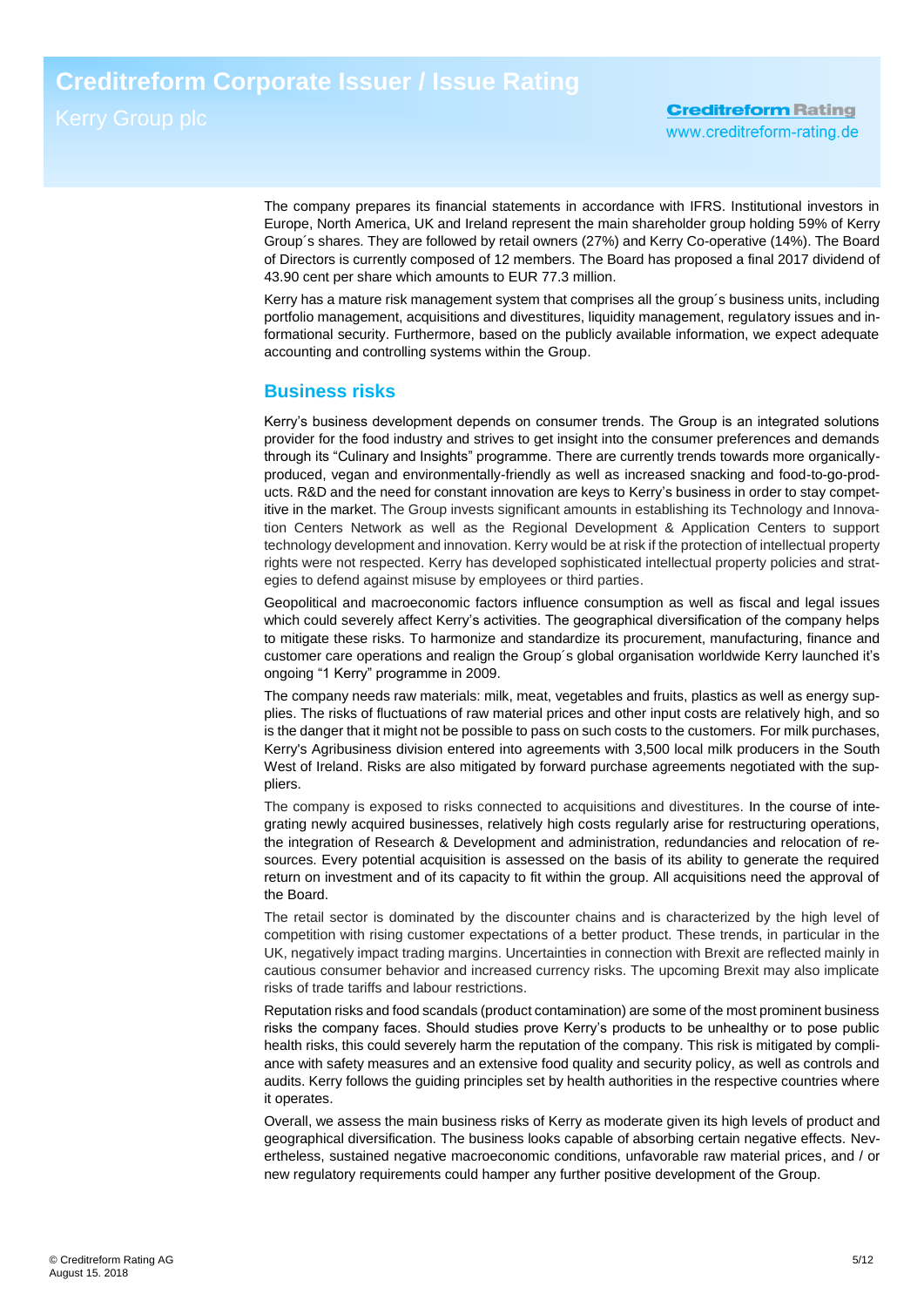The company prepares its financial statements in accordance with IFRS. Institutional investors in Europe, North America, UK and Ireland represent the main shareholder group holding 59% of Kerry Group´s shares. They are followed by retail owners (27%) and Kerry Co-operative (14%). The Board of Directors is currently composed of 12 members. The Board has proposed a final 2017 dividend of 43.90 cent per share which amounts to EUR 77.3 million.

Kerry has a mature risk management system that comprises all the group´s business units, including portfolio management, acquisitions and divestitures, liquidity management, regulatory issues and informational security. Furthermore, based on the publicly available information, we expect adequate accounting and controlling systems within the Group.

## Business risks

Kerry's business development depends on consumer trends. The Group is an integrated solutions provider for the food industry and strives to get insight into the consumer preferences and demands through its "Culinary and Insights" programme. There are currently trends towards more organically-produced, vegan and environmentally-friendly as well as increased snacking and food-to-go-products. R&D and the need for constant innovation are keys to Kerry's business in order to stay competitive in the market. The Group invests significant amounts in establishing its Technology and Innovation Centers Network as well as the Regional Development & Application Centers to support technology development and innovation. Kerry would be at risk if the protection of intellectual property rights were not respected. Kerry has developed sophisticated intellectual property policies and strategies to defend against misuse by employees or third parties.

Geopolitical and macroeconomic factors influence consumption as well as fiscal and legal issues which could severely affect Kerry's activities. The geographical diversification of the company helps to mitigate these risks. To harmonize and standardize its procurement, manufacturing, finance and customer care operations and realign the Group´s global organisation worldwide Kerry launched it's ongoing "1 Kerry" programme in 2009.

The company needs raw materials: milk, meat, vegetables and fruits, plastics as well as energy supplies. The risks of fluctuations of raw material prices and other input costs are relatively high, and so is the danger that it might not be possible to pass on such costs to the customers. For milk purchases, Kerry's Agribusiness division entered into agreements with 3,500 local milk producers in the South West of Ireland. Risks are also mitigated by forward purchase agreements negotiated with the suppliers.

The company is exposed to risks connected to acquisitions and divestitures. In the course of integrating newly acquired businesses, relatively high costs regularly arise for restructuring operations, the integration of Research & Development and administration, redundancies and relocation of resources. Every potential acquisition is assessed on the basis of its ability to generate the required return on investment and of its capacity to fit within the group. All acquisitions need the approval of the Board.

The retail sector is dominated by the discounter chains and is characterized by the high level of competition with rising customer expectations of a better product. These trends, in particular in the UK, negatively impact trading margins. Uncertainties in connection with Brexit are reflected mainly in cautious consumer behavior and increased currency risks. The upcoming Brexit may also implicate risks of trade tariffs and labour restrictions.

Reputation risks and food scandals (product contamination) are some of the most prominent business risks the company faces. Should studies prove Kerry's products to be unhealthy or to pose public health risks, this could severely harm the reputation of the company. This risk is mitigated by compliance with safety measures and an extensive food quality and security policy, as well as controls and audits. Kerry follows the guiding principles set by health authorities in the respective countries where it operates.

Overall, we assess the main business risks of Kerry as moderate given its high levels of product and geographical diversification. The business looks capable of absorbing certain negative effects. Nevertheless, sustained negative macroeconomic conditions, unfavorable raw material prices, and / or new regulatory requirements could hamper any further positive development of the Group.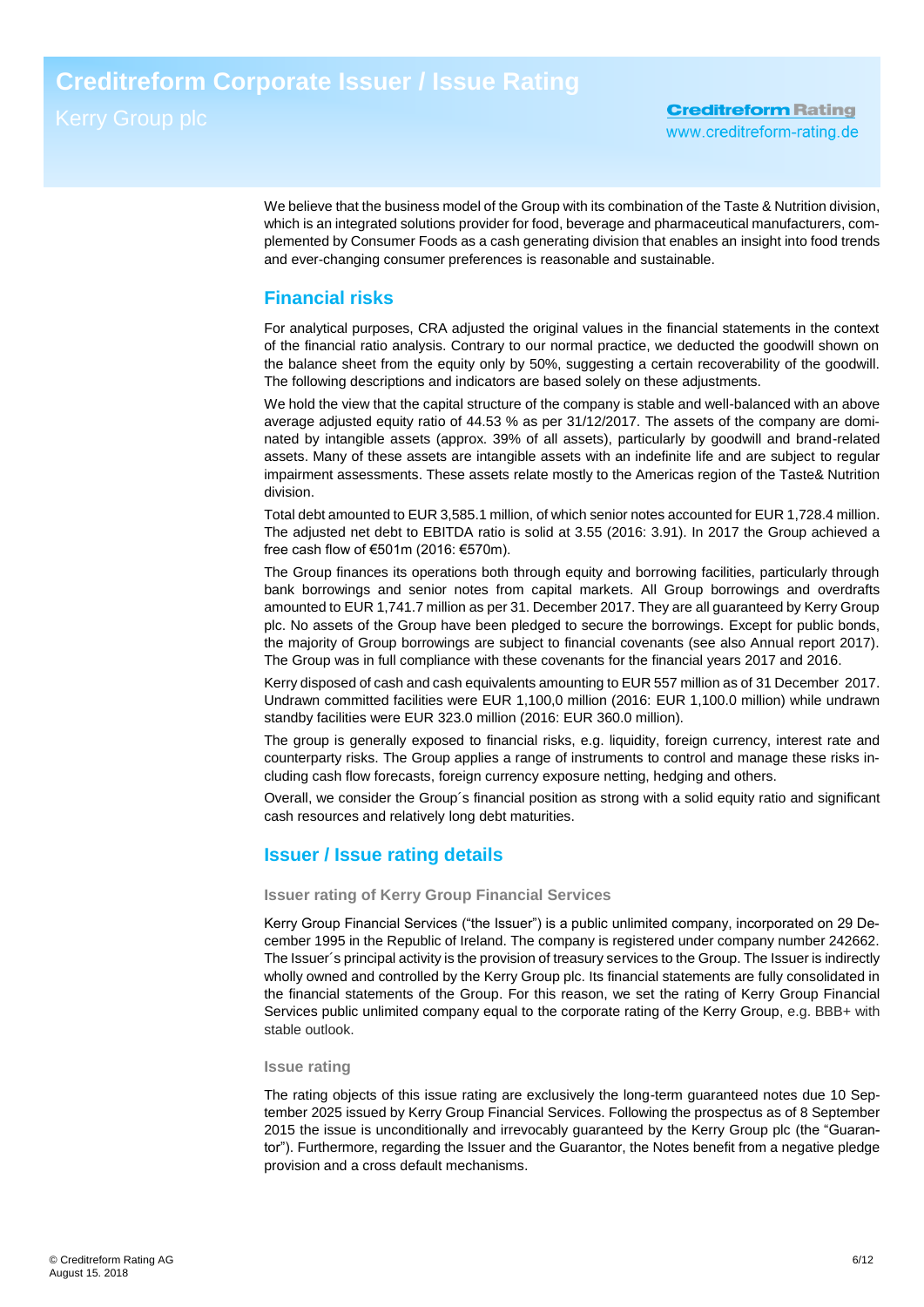We believe that the business model of the Group with its combination of the Taste & Nutrition division, which is an integrated solutions provider for food, beverage and pharmaceutical manufacturers, complemented by Consumer Foods as a cash generating division that enables an insight into food trends and ever-changing consumer preferences is reasonable and sustainable.

## Financial risks

For analytical purposes, CRA adjusted the original values in the financial statements in the context of the financial ratio analysis. Contrary to our normal practice, we deducted the goodwill shown on the balance sheet from the equity only by 50%, suggesting a certain recoverability of the goodwill. The following descriptions and indicators are based solely on these adjustments.

We hold the view that the capital structure of the company is stable and well-balanced with an above average adjusted equity ratio of 44.53 % as per 31/12/2017. The assets of the company are dominated by intangible assets (approx. 39% of all assets), particularly by goodwill and brand-related assets. Many of these assets are intangible assets with an indefinite life and are subject to regular impairment assessments. These assets relate mostly to the Americas region of the Taste& Nutrition division.

Total debt amounted to EUR 3,585.1 million, of which senior notes accounted for EUR 1,728.4 million. The adjusted net debt to EBITDA ratio is solid at 3.55 (2016: 3.91). In 2017 the Group achieved a free cash flow of €501m (2016: €570m).

The Group finances its operations both through equity and borrowing facilities, particularly through bank borrowings and senior notes from capital markets. All Group borrowings and overdrafts amounted to EUR 1,741.7 million as per 31. December 2017. They are all guaranteed by Kerry Group plc. No assets of the Group have been pledged to secure the borrowings. Except for public bonds, the majority of Group borrowings are subject to financial covenants (see also Annual report 2017). The Group was in full compliance with these covenants for the financial years 2017 and 2016.

Kerry disposed of cash and cash equivalents amounting to EUR 557 million as of 31 December 2017. Undrawn committed facilities were EUR 1,100,0 million (2016: EUR 1,100.0 million) while undrawn standby facilities were EUR 323.0 million (2016: EUR 360.0 million).

The group is generally exposed to financial risks, e.g. liquidity, foreign currency, interest rate and counterparty risks. The Group applies a range of instruments to control and manage these risks including cash flow forecasts, foreign currency exposure netting, hedging and others.

Overall, we consider the Group´s financial position as strong with a solid equity ratio and significant cash resources and relatively long debt maturities.

## Issuer / Issue rating details

### Issuer rating of Kerry Group Financial Services

Kerry Group Financial Services ("the Issuer") is a public unlimited company, incorporated on 29 December 1995 in the Republic of Ireland. The company is registered under company number 242662. The Issuer´s principal activity is the provision of treasury services to the Group. The Issuer is indirectly wholly owned and controlled by the Kerry Group plc. Its financial statements are fully consolidated in the financial statements of the Group. For this reason, we set the rating of Kerry Group Financial Services public unlimited company equal to the corporate rating of the Kerry Group, e.g. BBB+ with stable outlook.

### Issue rating

The rating objects of this issue rating are exclusively the long-term guaranteed notes due 10 September 2025 issued by Kerry Group Financial Services. Following the prospectus as of 8 September 2015 the issue is unconditionally and irrevocably guaranteed by the Kerry Group plc (the "Guarantor"). Furthermore, regarding the Issuer and the Guarantor, the Notes benefit from a negative pledge provision and a cross default mechanisms.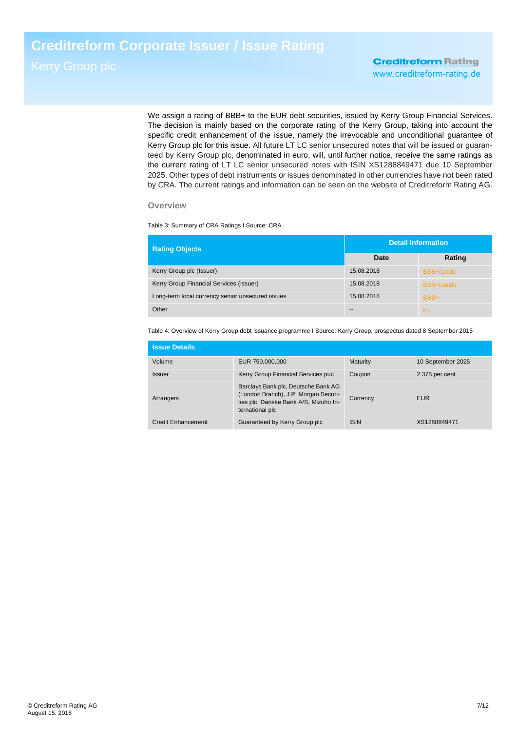We assign a rating of BBB+ to the EUR debt securities, issued by Kerry Group Financial Services. The decision is mainly based on the corporate rating of the Kerry Group, taking into account the specific credit enhancement of the issue, namely the irrevocable and unconditional guarantee of Kerry Group plc for this issue. All future LT LC senior unsecured notes that will be issued or guaranteed by Kerry Group plc, denominated in euro, will, until further notice, receive the same ratings as the current rating of LT LC senior unsecured notes with ISIN XS1288849471 due 10 September 2025. Other types of debt instruments or issues denominated in other currencies have not been rated by CRA. The current ratings and information can be seen on the website of Creditreform Rating AG.

### Overview

Table 3: Summary of CRA Ratings I Source: CRA

| Rating Objects | Detail Information | |
|---|---|---|
| | Date | Rating |
| Kerry Group plc (Issuer) | 15.08.2018 | BBB+/stable |
| Kerry Group Financial Services (Issuer) | 15.08.2018 | BBB+/stable |
| Long-term local currency senior unsecured issues | 15.08.2018 | BBB+ |
| Other | -- | n.r. |

Table 4: Overview of Kerry Group debt issuance programme I Source: Kerry Group, prospectus dated 8 September 2015

| Issue Details | | | |
|---|---|---|---|
| Volume | EUR 750,000,000 | Maturity | 10 September 2025 |
| Issuer | Kerry Group Financial Services puc | Coupon | 2.375 per cent |
| Arrangers | Barclays Bank plc, Deutsche Bank AG (London Branch), J.P. Morgan Securities plc, Danske Bank A/S, Mizuho International plc | Currency | EUR |
| Credit Enhancement | Guaranteed by Kerry Group plc | ISIN | XS1288849471 |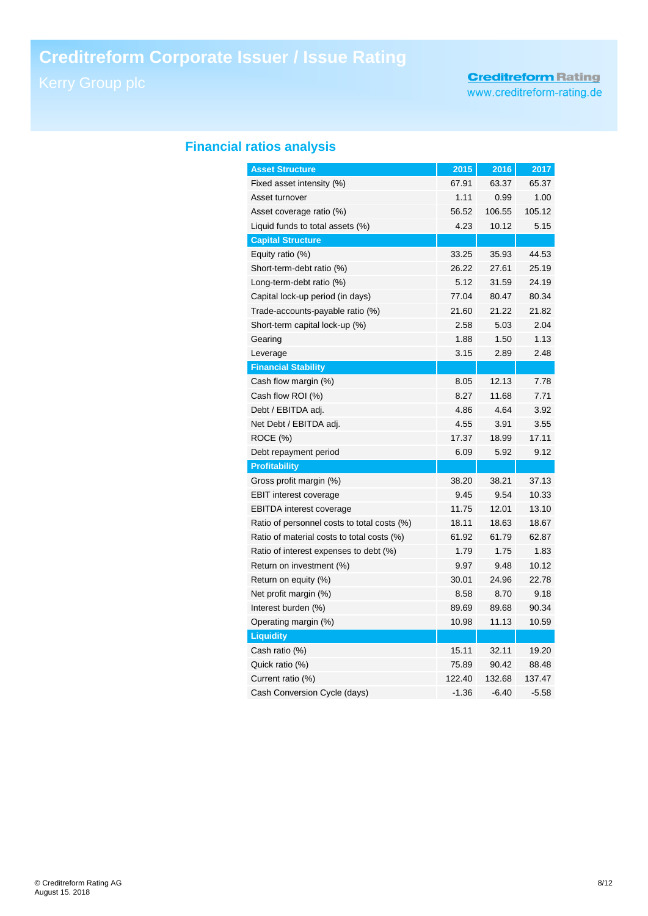## Financial ratios analysis

| Asset Structure | 2015 | 2016 | 2017 |
|---|---|---|---|
| Fixed asset intensity (%) | 67.91 | 63.37 | 65.37 |
| Asset turnover | 1.11 | 0.99 | 1.00 |
| Asset coverage ratio (%) | 56.52 | 106.55 | 105.12 |
| Liquid funds to total assets (%) | 4.23 | 10.12 | 5.15 |
| **Capital Structure** | | | |
| Equity ratio (%) | 33.25 | 35.93 | 44.53 |
| Short-term-debt ratio (%) | 26.22 | 27.61 | 25.19 |
| Long-term-debt ratio (%) | 5.12 | 31.59 | 24.19 |
| Capital lock-up period (in days) | 77.04 | 80.47 | 80.34 |
| Trade-accounts-payable ratio (%) | 21.60 | 21.22 | 21.82 |
| Short-term capital lock-up (%) | 2.58 | 5.03 | 2.04 |
| Gearing | 1.88 | 1.50 | 1.13 |
| Leverage | 3.15 | 2.89 | 2.48 |
| **Financial Stability** | | | |
| Cash flow margin (%) | 8.05 | 12.13 | 7.78 |
| Cash flow ROI (%) | 8.27 | 11.68 | 7.71 |
| Debt / EBITDA adj. | 4.86 | 4.64 | 3.92 |
| Net Debt / EBITDA adj. | 4.55 | 3.91 | 3.55 |
| ROCE (%) | 17.37 | 18.99 | 17.11 |
| Debt repayment period | 6.09 | 5.92 | 9.12 |
| **Profitability** | | | |
| Gross profit margin (%) | 38.20 | 38.21 | 37.13 |
| EBIT interest coverage | 9.45 | 9.54 | 10.33 |
| EBITDA interest coverage | 11.75 | 12.01 | 13.10 |
| Ratio of personnel costs to total costs (%) | 18.11 | 18.63 | 18.67 |
| Ratio of material costs to total costs (%) | 61.92 | 61.79 | 62.87 |
| Ratio of interest expenses to debt (%) | 1.79 | 1.75 | 1.83 |
| Return on investment (%) | 9.97 | 9.48 | 10.12 |
| Return on equity (%) | 30.01 | 24.96 | 22.78 |
| Net profit margin (%) | 8.58 | 8.70 | 9.18 |
| Interest burden (%) | 89.69 | 89.68 | 90.34 |
| Operating margin (%) | 10.98 | 11.13 | 10.59 |
| **Liquidity** | | | |
| Cash ratio (%) | 15.11 | 32.11 | 19.20 |
| Quick ratio (%) | 75.89 | 90.42 | 88.48 |
| Current ratio (%) | 122.40 | 132.68 | 137.47 |
| Cash Conversion Cycle (days) | -1.36 | -6.40 | -5.58 |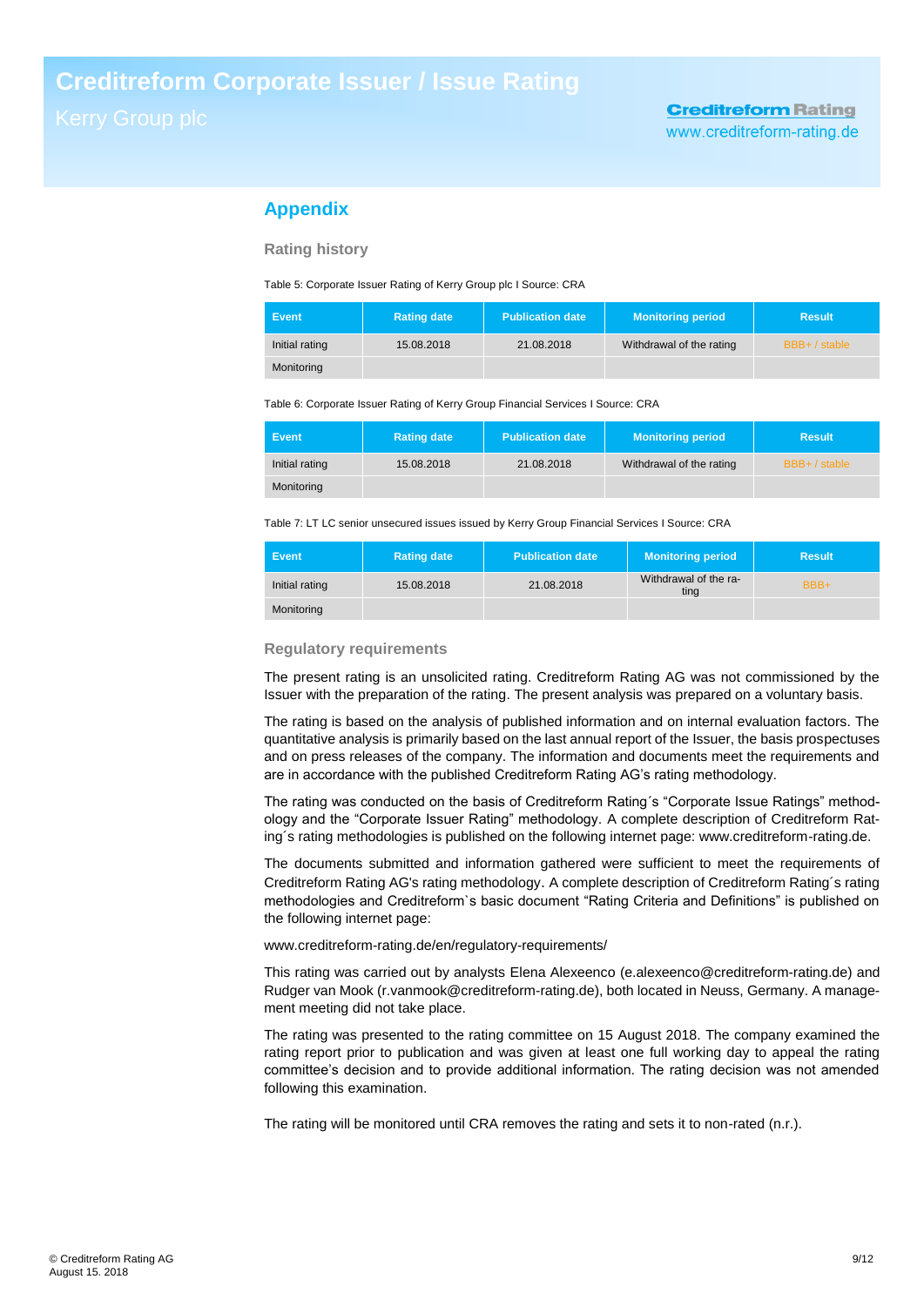## Appendix

### Rating history

Table 5: Corporate Issuer Rating of Kerry Group plc I Source: CRA

| Event | Rating date | Publication date | Monitoring period | Result |
|---|---|---|---|---|
| Initial rating | 15.08.2018 | 21.08.2018 | Withdrawal of the rating | BBB+ / stable |
| Monitoring | | | | |

Table 6: Corporate Issuer Rating of Kerry Group Financial Services I Source: CRA

| Event | Rating date | Publication date | Monitoring period | Result |
|---|---|---|---|---|
| Initial rating | 15.08.2018 | 21.08.2018 | Withdrawal of the rating | BBB+ / stable |
| Monitoring | | | | |

Table 7: LT LC senior unsecured issues issued by Kerry Group Financial Services I Source: CRA

| Event | Rating date | Publication date | Monitoring period | Result |
|---|---|---|---|---|
| Initial rating | 15.08.2018 | 21.08.2018 | Withdrawal of the rating | BBB+ |
| Monitoring | | | | |

### Regulatory requirements

The present rating is an unsolicited rating. Creditreform Rating AG was not commissioned by the Issuer with the preparation of the rating. The present analysis was prepared on a voluntary basis.

The rating is based on the analysis of published information and on internal evaluation factors. The quantitative analysis is primarily based on the last annual report of the Issuer, the basis prospectuses and on press releases of the company. The information and documents meet the requirements and are in accordance with the published Creditreform Rating AG's rating methodology.

The rating was conducted on the basis of Creditreform Rating´s "Corporate Issue Ratings" methodology and the "Corporate Issuer Rating" methodology. A complete description of Creditreform Rating´s rating methodologies is published on the following internet page: www.creditreform-rating.de.

The documents submitted and information gathered were sufficient to meet the requirements of Creditreform Rating AG's rating methodology. A complete description of Creditreform Rating´s rating methodologies and Creditreform`s basic document "Rating Criteria and Definitions" is published on the following internet page:

www.creditreform-rating.de/en/regulatory-requirements/

This rating was carried out by analysts Elena Alexeenco (e.alexeenco@creditreform-rating.de) and Rudger van Mook (r.vanmook@creditreform-rating.de), both located in Neuss, Germany. A management meeting did not take place.

The rating was presented to the rating committee on 15 August 2018. The company examined the rating report prior to publication and was given at least one full working day to appeal the rating committee's decision and to provide additional information. The rating decision was not amended following this examination.

The rating will be monitored until CRA removes the rating and sets it to non-rated (n.r.).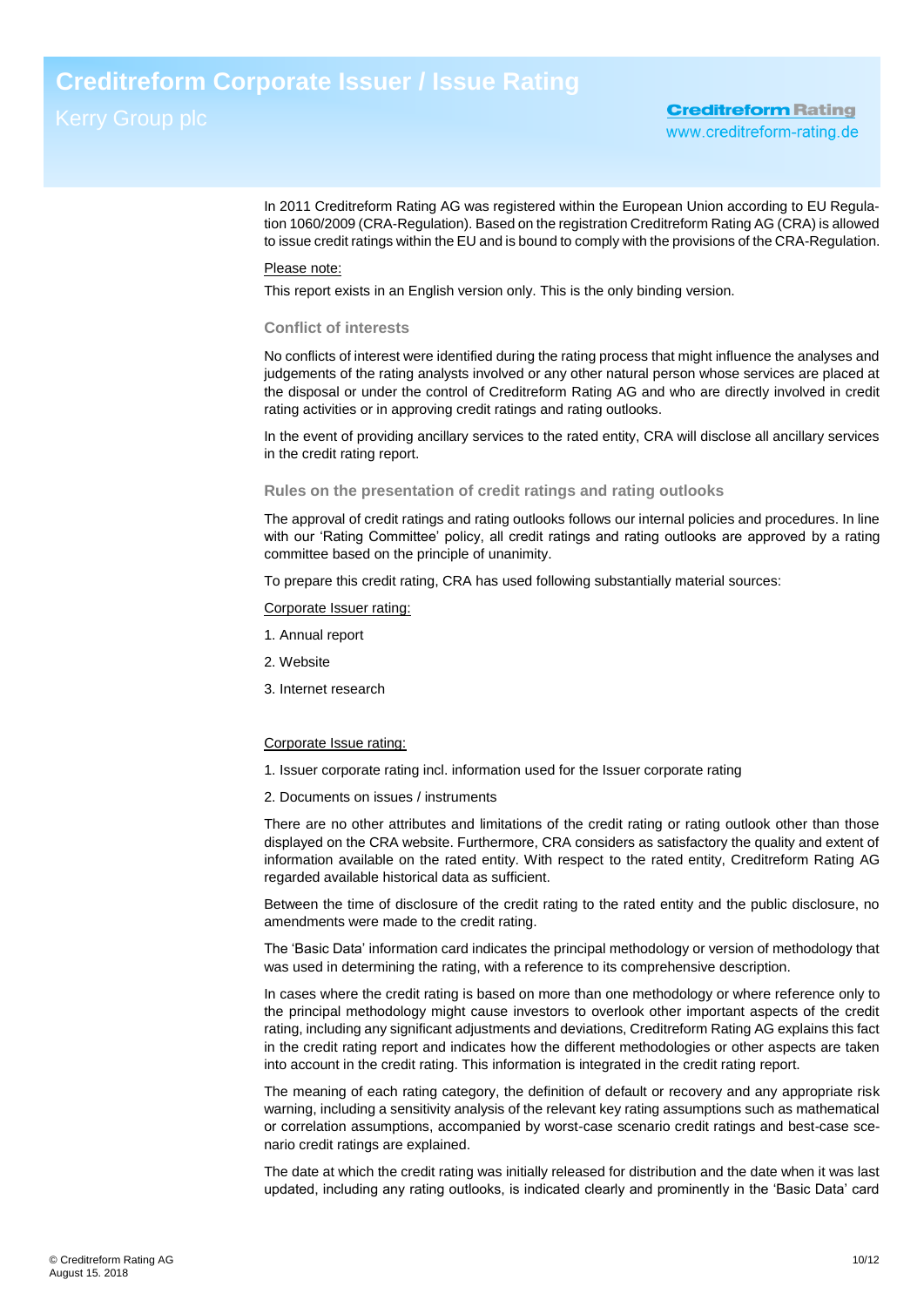In 2011 Creditreform Rating AG was registered within the European Union according to EU Regulation 1060/2009 (CRA-Regulation). Based on the registration Creditreform Rating AG (CRA) is allowed to issue credit ratings within the EU and is bound to comply with the provisions of the CRA-Regulation.

Please note:

This report exists in an English version only. This is the only binding version.

### Conflict of interests

No conflicts of interest were identified during the rating process that might influence the analyses and judgements of the rating analysts involved or any other natural person whose services are placed at the disposal or under the control of Creditreform Rating AG and who are directly involved in credit rating activities or in approving credit ratings and rating outlooks.

In the event of providing ancillary services to the rated entity, CRA will disclose all ancillary services in the credit rating report.

### Rules on the presentation of credit ratings and rating outlooks

The approval of credit ratings and rating outlooks follows our internal policies and procedures. In line with our 'Rating Committee' policy, all credit ratings and rating outlooks are approved by a rating committee based on the principle of unanimity.

To prepare this credit rating, CRA has used following substantially material sources:

Corporate Issuer rating:

1. Annual report
2. Website
3. Internet research

Corporate Issue rating:

1. Issuer corporate rating incl. information used for the Issuer corporate rating
2. Documents on issues / instruments

There are no other attributes and limitations of the credit rating or rating outlook other than those displayed on the CRA website. Furthermore, CRA considers as satisfactory the quality and extent of information available on the rated entity. With respect to the rated entity, Creditreform Rating AG regarded available historical data as sufficient.

Between the time of disclosure of the credit rating to the rated entity and the public disclosure, no amendments were made to the credit rating.

The 'Basic Data' information card indicates the principal methodology or version of methodology that was used in determining the rating, with a reference to its comprehensive description.

In cases where the credit rating is based on more than one methodology or where reference only to the principal methodology might cause investors to overlook other important aspects of the credit rating, including any significant adjustments and deviations, Creditreform Rating AG explains this fact in the credit rating report and indicates how the different methodologies or other aspects are taken into account in the credit rating. This information is integrated in the credit rating report.

The meaning of each rating category, the definition of default or recovery and any appropriate risk warning, including a sensitivity analysis of the relevant key rating assumptions such as mathematical or correlation assumptions, accompanied by worst-case scenario credit ratings and best-case scenario credit ratings are explained.

The date at which the credit rating was initially released for distribution and the date when it was last updated, including any rating outlooks, is indicated clearly and prominently in the 'Basic Data' card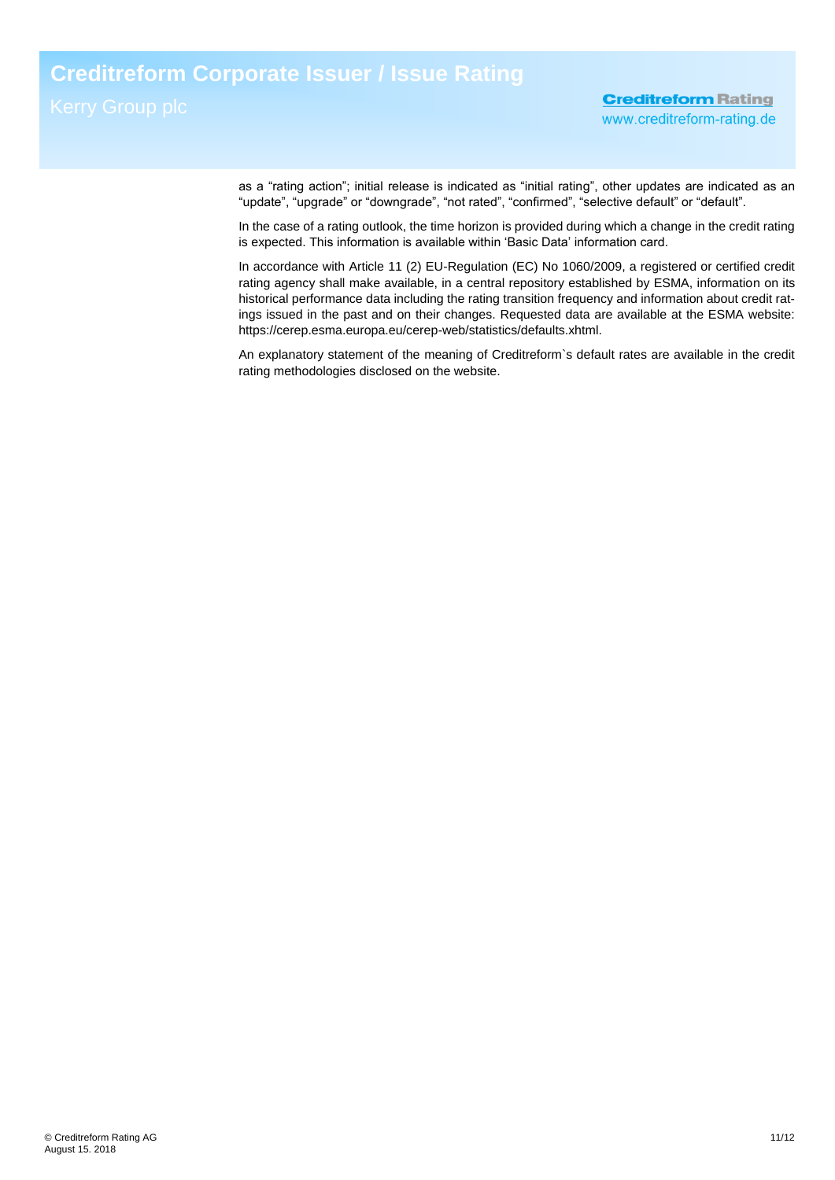as a “rating action”; initial release is indicated as “initial rating”, other updates are indicated as an “update”, “upgrade” or “downgrade”, “not rated”, “confirmed”, “selective default” or “default”.

In the case of a rating outlook, the time horizon is provided during which a change in the credit rating is expected. This information is available within ‘Basic Data’ information card.

In accordance with Article 11 (2) EU-Regulation (EC) No 1060/2009, a registered or certified credit rating agency shall make available, in a central repository established by ESMA, information on its historical performance data including the rating transition frequency and information about credit ratings issued in the past and on their changes. Requested data are available at the ESMA website: https://cerep.esma.europa.eu/cerep-web/statistics/defaults.xhtml.

An explanatory statement of the meaning of Creditreform`s default rates are available in the credit rating methodologies disclosed on the website.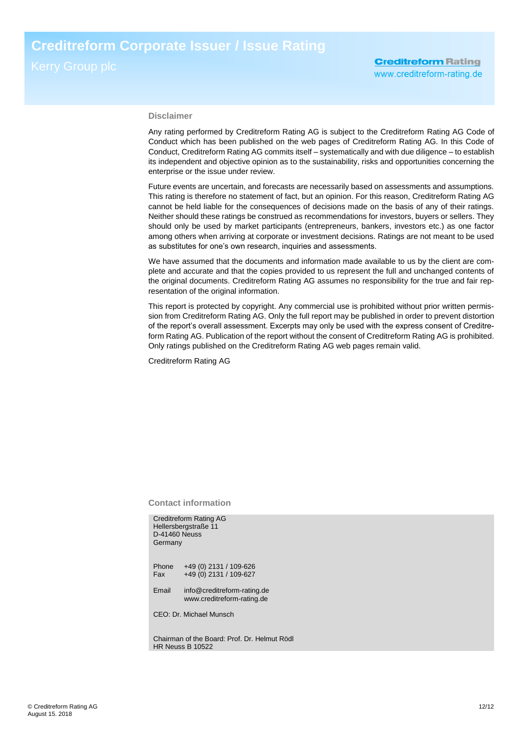## Disclaimer

Any rating performed by Creditreform Rating AG is subject to the Creditreform Rating AG Code of Conduct which has been published on the web pages of Creditreform Rating AG. In this Code of Conduct, Creditreform Rating AG commits itself – systematically and with due diligence – to establish its independent and objective opinion as to the sustainability, risks and opportunities concerning the enterprise or the issue under review.

Future events are uncertain, and forecasts are necessarily based on assessments and assumptions. This rating is therefore no statement of fact, but an opinion. For this reason, Creditreform Rating AG cannot be held liable for the consequences of decisions made on the basis of any of their ratings. Neither should these ratings be construed as recommendations for investors, buyers or sellers. They should only be used by market participants (entrepreneurs, bankers, investors etc.) as one factor among others when arriving at corporate or investment decisions. Ratings are not meant to be used as substitutes for one's own research, inquiries and assessments.

We have assumed that the documents and information made available to us by the client are complete and accurate and that the copies provided to us represent the full and unchanged contents of the original documents. Creditreform Rating AG assumes no responsibility for the true and fair representation of the original information.

This report is protected by copyright. Any commercial use is prohibited without prior written permission from Creditreform Rating AG. Only the full report may be published in order to prevent distortion of the report's overall assessment. Excerpts may only be used with the express consent of Creditreform Rating AG. Publication of the report without the consent of Creditreform Rating AG is prohibited. Only ratings published on the Creditreform Rating AG web pages remain valid.

Creditreform Rating AG

## Contact information

Creditreform Rating AG
Hellersbergstraße 11
D-41460 Neuss
Germany

Phone +49 (0) 2131 / 109-626
Fax +49 (0) 2131 / 109-627

Email info@creditreform-rating.de
www.creditreform-rating.de

CEO: Dr. Michael Munsch

Chairman of the Board: Prof. Dr. Helmut Rödl
HR Neuss B 10522